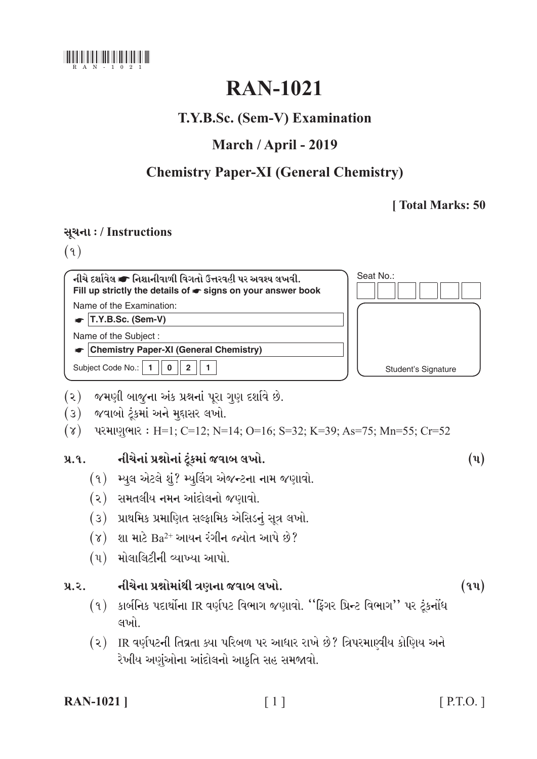# RAN-1021

## T.Y.B.Sc. (Sem-V) Examination

## March / April - 2019

## Chemistry Paper-XI (General Chemistry)

**[ Total Marks: 50**

**સૂચના : / Instructions**

(૧)

**નીચે દર્શાવેલ ☛ નિશાનીવાળી વિગતો ઉત્તરવહી પર અવશ્ય લખવી.**
**Fill up strictly the details of ☛ signs on your answer book**

Name of the Examination:

☛ **T.Y.B.Sc. (Sem-V)**

Name of the Subject :

☛ **Chemistry Paper-XI (General Chemistry)**

Subject Code No.: **1 0 2 1**

Seat No.:

Student's Signature

(૨) જમણી બાજુના અંક પ્રશ્નનાં પૂરા ગુણ દર્શાવે છે.

(૩) જવાબો ટૂંકમાં અને મુદ્દાસર લખો.

(૪) પરમાણુભાર : H=1; C=12; N=14; O=16; S=32; K=39; As=75; Mn=55; Cr=52

**પ્ર.૧. નીચેનાં પ્રશ્નોનાં ટૂંકમાં જવાબ લખો. (૫)**

(૧) મ્યુલ એટલે શું? મ્યુલિંગ એજન્ટના નામ જણાવો.

(૨) સમતલીય નમન આંદોલનો જણાવો.

(૩) પ્રાથમિક પ્રમાણિત સલ્ફામિક એસિડનું સૂત્ર લખો.

(૪) શા માટે $Ba^{2+}$ આયન રંગીન જ્યોત આપે છે?

(૫) મોલાલિટીની વ્યાખ્યા આપો.

**પ્ર.૨. નીચેના પ્રશ્નોમાંથી ત્રણના જવાબ લખો. (૧૫)**

(૧) કાર્બનિક પદાર્થોના IR વર્ણપટ વિભાગ જણાવો. ''ફિંગર પ્રિન્ટ વિભાગ'' પર ટૂંકનોંધ લખો.

(૨) IR વર્ણપટની તિવ્રતા ક્યા પરિબળ પર આધાર રાખે છે? ત્રિપરમાણ્વીય કોણિય અને રેખીય અણુંઓના આંદોલનો આકૃતિ સહ સમજાવો.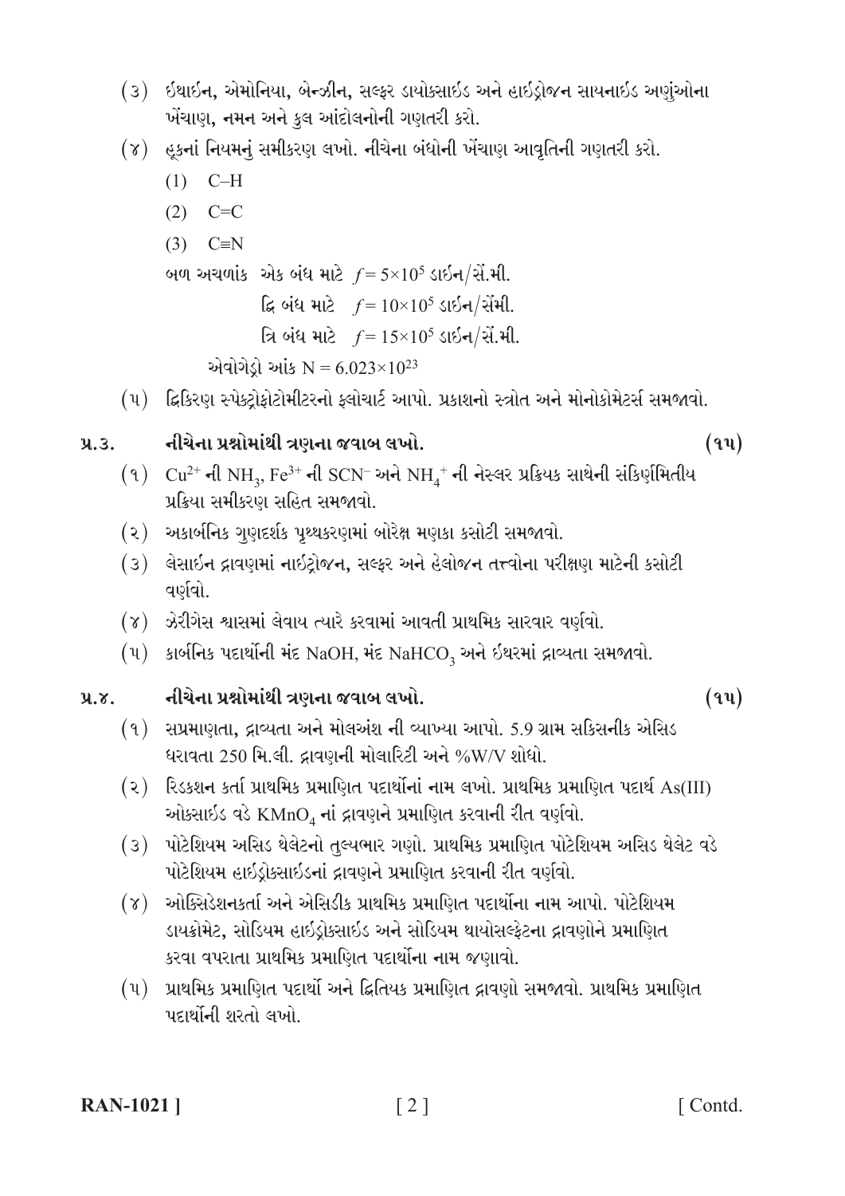(૩) ઈથાઈન, એમોનિયા, બેન્ઝીન, સલ્ફર ડાયોક્સાઈડ અને હાઈડ્રોજન સાયનાઈડ અણુંઓના ખેંચાણ, નમન અને કુલ આંદોલનોની ગણતરી કરો.

(૪) હૂકનાં નિયમનું સમીકરણ લખો. નીચેના બંધોની ખેંચાણ આવૃતિની ગણતરી કરો.

(1) C–H

(2) C=C

(3) C≡N

બળ અચળાંક એક બંધ માટે $f = 5\times10^5$ ડાઈન/સેં.મી.

દ્વિ બંધ માટે $f = 10\times10^5$ ડાઈન/સેંમી.

ત્રિ બંધ માટે $f = 15\times10^5$ ડાઈન/સેં.મી.

એવોગેડ્રો આંક $N = 6.023\times10^{23}$

(૫) દ્વિકિરણ સ્પેક્ટ્રોફોટોમીટરનો ફ્લોચાર્ટ આપો. પ્રકાશનો સ્ત્રોત અને મોનોકોમેટર્સ સમજાવો.

## પ્ર.૩. નીચેના પ્રશ્નોમાંથી ત્રણના જવાબ લખો. (૧૫)

(૧) $Cu^{2+}$ ની $NH_3$, $Fe^{3+}$ ની $SCN^-$ અને $NH_4^+$ ની નેસ્લર પ્રક્રિયક સાથેની સંકિર્ણમિતીય પ્રક્રિયા સમીકરણ સહિત સમજાવો.

(૨) અકાર્બનિક ગુણદર્શક પૃથ્થકરણમાં બોરેક્ષ મણકા કસોટી સમજાવો.

(૩) લેસાઈન દ્રાવણમાં નાઈટ્રોજન, સલ્ફર અને હેલોજન તત્ત્વોના પરીક્ષણ માટેની કસોટી વર્ણવો.

(૪) ઝેરીગેસ શ્વાસમાં લેવાય ત્યારે કરવામાં આવતી પ્રાથમિક સારવાર વર્ણવો.

(૫) કાર્બનિક પદાર્થોની મંદ NaOH, મંદ $NaHCO_3$ અને ઈથરમાં દ્રાવ્યતા સમજાવો.

## પ્ર.૪. નીચેના પ્રશ્નોમાંથી ત્રણના જવાબ લખો. (૧૫)

(૧) સપ્રમાણતા, દ્રાવ્યતા અને મોલઅંશ ની વ્યાખ્યા આપો. 5.9 ગ્રામ સકિસનીક એસિડ ધરાવતા 250 મિ.લી. દ્રાવણની મોલારિટી અને %W/V શોધો.

(૨) રિડકશન કર્તા પ્રાથમિક પ્રમાણિત પદાર્થોનાં નામ લખો. પ્રાથમિક પ્રમાણિત પદાર્થ As(III) ઓક્સાઈડ વડે $KMnO_4$ નાં દ્રાવણને પ્રમાણિત કરવાની રીત વર્ણવો.

(૩) પોટેશિયમ અસિડ થેલેટનો તુલ્યભાર ગણો. પ્રાથમિક પ્રમાણિત પોટેશિયમ અસિડ થેલેટ વડે પોટેશિયમ હાઈડ્રોક્સાઈડનાં દ્રાવણને પ્રમાણિત કરવાની રીત વર્ણવો.

(૪) ઓક્સિડેશનકર્તા અને એસિડીક પ્રાથમિક પ્રમાણિત પદાર્થોના નામ આપો. પોટેશિયમ ડાયક્રોમેટ, સોડિયમ હાઈડ્રોક્સાઈડ અને સોડિયમ થાયોસલ્ફેટના દ્રાવણોને પ્રમાણિત કરવા વપરાતા પ્રાથમિક પ્રમાણિત પદાર્થોના નામ જણાવો.

(૫) પ્રાથમિક પ્રમાણિત પદાર્થો અને દ્વિતિયક પ્રમાણિત દ્રાવણો સમજાવો. પ્રાથમિક પ્રમાણિત પદાર્થોની શરતો લખો.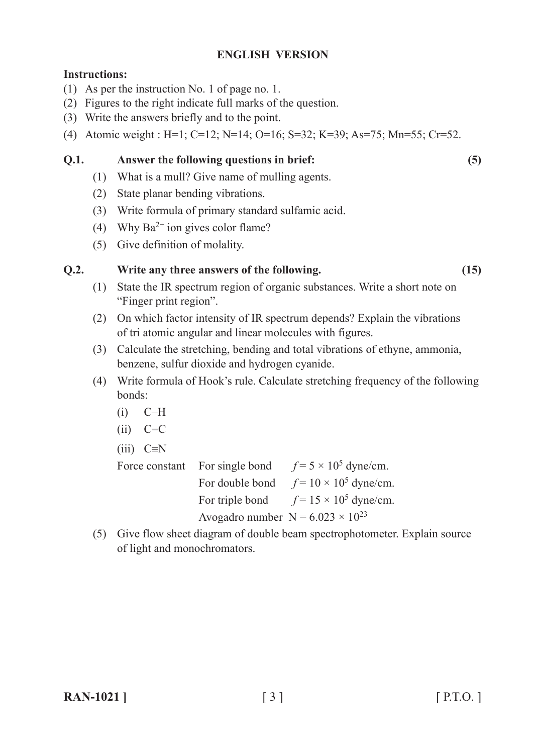## ENGLISH VERSION

**Instructions:**

(1) As per the instruction No. 1 of page no. 1.

(2) Figures to the right indicate full marks of the question.

(3) Write the answers briefly and to the point.

(4) Atomic weight : H=1; C=12; N=14; O=16; S=32; K=39; As=75; Mn=55; Cr=52.

**Q.1. Answer the following questions in brief: (5)**

(1) What is a mull? Give name of mulling agents.

(2) State planar bending vibrations.

(3) Write formula of primary standard sulfamic acid.

(4) Why $Ba^{2+}$ ion gives color flame?

(5) Give definition of molality.

**Q.2. Write any three answers of the following. (15)**

(1) State the IR spectrum region of organic substances. Write a short note on "Finger print region".

(2) On which factor intensity of IR spectrum depends? Explain the vibrations of tri atomic angular and linear molecules with figures.

(3) Calculate the stretching, bending and total vibrations of ethyne, ammonia, benzene, sulfur dioxide and hydrogen cyanide.

(4) Write formula of Hook's rule. Calculate stretching frequency of the following bonds:

(i) C–H

(ii) C=C

(iii) C≡N

Force constant For single bond $f = 5 \times 10^5$ dyne/cm.

For double bond $f = 10 \times 10^5$ dyne/cm.

For triple bond $f = 15 \times 10^5$ dyne/cm.

Avogadro number $N = 6.023 \times 10^{23}$

(5) Give flow sheet diagram of double beam spectrophotometer. Explain source of light and monochromators.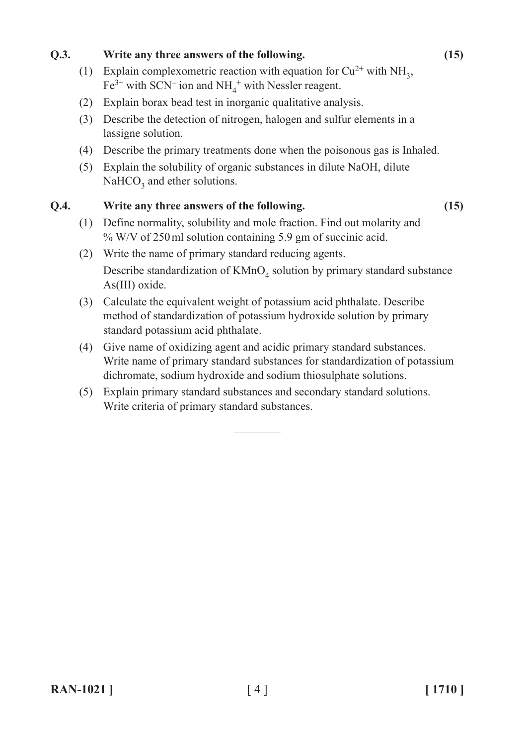**Q.3. Write any three answers of the following. (15)**

(1) Explain complexometric reaction with equation for $Cu^{2+}$ with $NH_3$, $Fe^{3+}$ with $SCN^-$ ion and $NH_4^+$ with Nessler reagent.

(2) Explain borax bead test in inorganic qualitative analysis.

(3) Describe the detection of nitrogen, halogen and sulfur elements in a lassigne solution.

(4) Describe the primary treatments done when the poisonous gas is Inhaled.

(5) Explain the solubility of organic substances in dilute NaOH, dilute $NaHCO_3$ and ether solutions.

**Q.4. Write any three answers of the following. (15)**

(1) Define normality, solubility and mole fraction. Find out molarity and % W/V of 250 ml solution containing 5.9 gm of succinic acid.

(2) Write the name of primary standard reducing agents.
Describe standardization of $KMnO_4$ solution by primary standard substance As(III) oxide.

(3) Calculate the equivalent weight of potassium acid phthalate. Describe method of standardization of potassium hydroxide solution by primary standard potassium acid phthalate.

(4) Give name of oxidizing agent and acidic primary standard substances. Write name of primary standard substances for standardization of potassium dichromate, sodium hydroxide and sodium thiosulphate solutions.

(5) Explain primary standard substances and secondary standard solutions. Write criteria of primary standard substances.